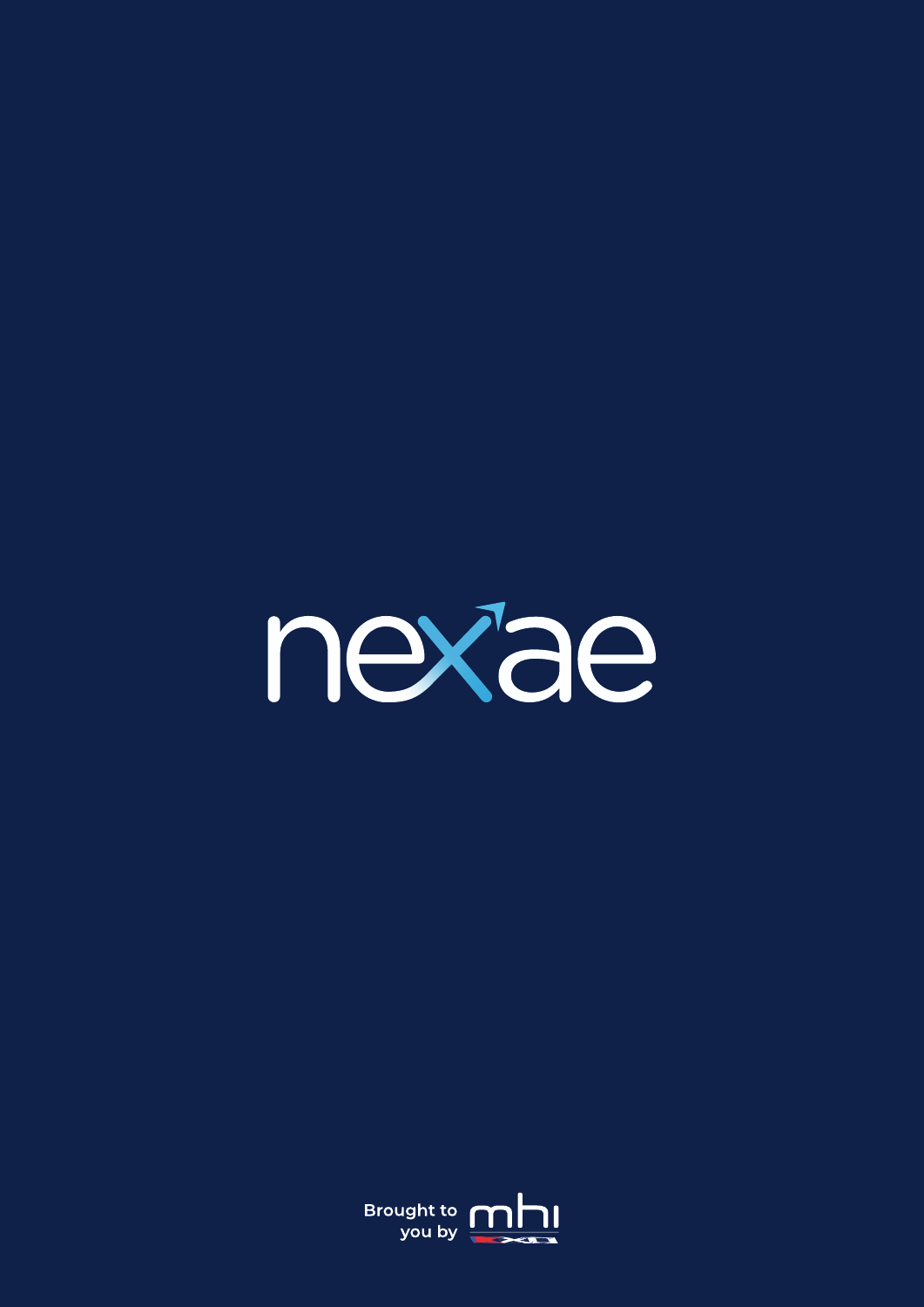# nexae

Brought to you by mhi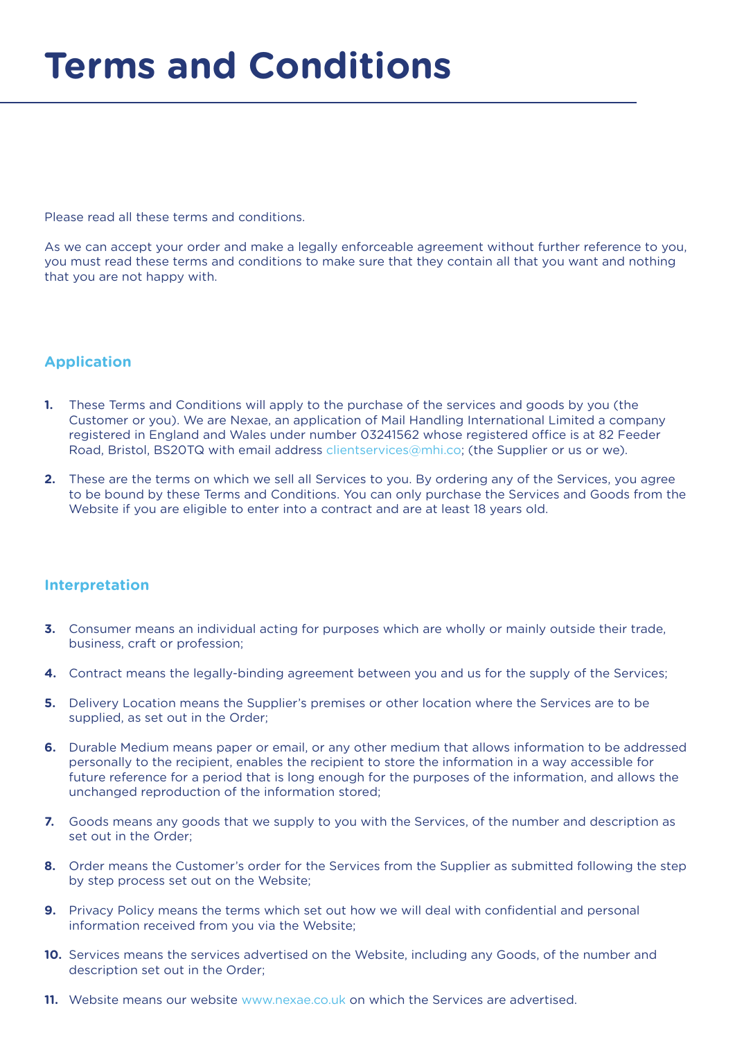# Terms and Conditions

Please read all these terms and conditions.

As we can accept your order and make a legally enforceable agreement without further reference to you, you must read these terms and conditions to make sure that they contain all that you want and nothing that you are not happy with.

## Application

1. These Terms and Conditions will apply to the purchase of the services and goods by you (the Customer or you). We are Nexae, an application of Mail Handling International Limited a company registered in England and Wales under number 03241562 whose registered office is at 82 Feeder Road, Bristol, BS20TQ with email address clientservices@mhi.co; (the Supplier or us or we).

2. These are the terms on which we sell all Services to you. By ordering any of the Services, you agree to be bound by these Terms and Conditions. You can only purchase the Services and Goods from the Website if you are eligible to enter into a contract and are at least 18 years old.

## Interpretation

3. Consumer means an individual acting for purposes which are wholly or mainly outside their trade, business, craft or profession;

4. Contract means the legally-binding agreement between you and us for the supply of the Services;

5. Delivery Location means the Supplier's premises or other location where the Services are to be supplied, as set out in the Order;

6. Durable Medium means paper or email, or any other medium that allows information to be addressed personally to the recipient, enables the recipient to store the information in a way accessible for future reference for a period that is long enough for the purposes of the information, and allows the unchanged reproduction of the information stored;

7. Goods means any goods that we supply to you with the Services, of the number and description as set out in the Order;

8. Order means the Customer's order for the Services from the Supplier as submitted following the step by step process set out on the Website;

9. Privacy Policy means the terms which set out how we will deal with confidential and personal information received from you via the Website;

10. Services means the services advertised on the Website, including any Goods, of the number and description set out in the Order;

11. Website means our website www.nexae.co.uk on which the Services are advertised.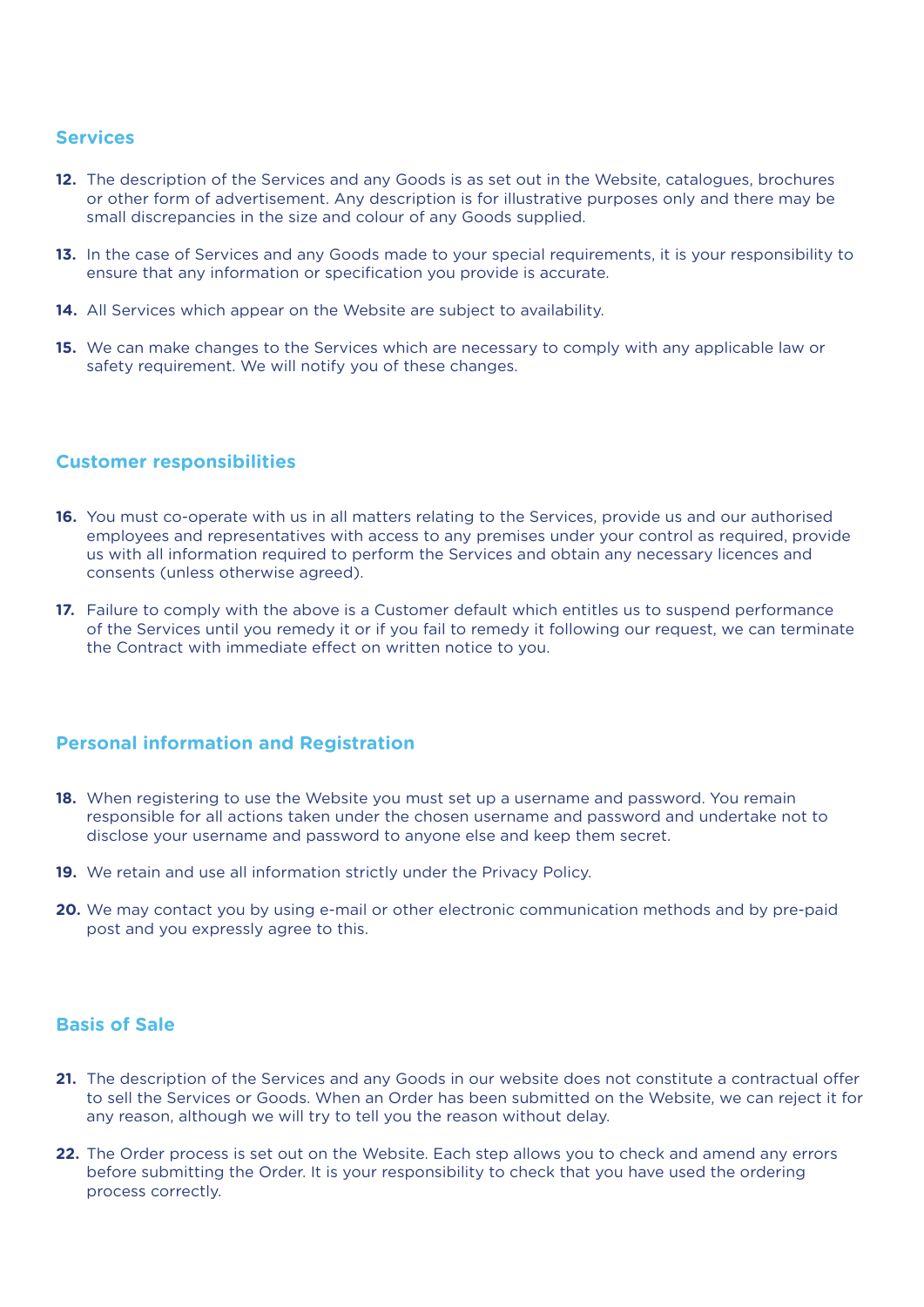## Services

12. The description of the Services and any Goods is as set out in the Website, catalogues, brochures or other form of advertisement. Any description is for illustrative purposes only and there may be small discrepancies in the size and colour of any Goods supplied.

13. In the case of Services and any Goods made to your special requirements, it is your responsibility to ensure that any information or specification you provide is accurate.

14. All Services which appear on the Website are subject to availability.

15. We can make changes to the Services which are necessary to comply with any applicable law or safety requirement. We will notify you of these changes.

## Customer responsibilities

16. You must co-operate with us in all matters relating to the Services, provide us and our authorised employees and representatives with access to any premises under your control as required, provide us with all information required to perform the Services and obtain any necessary licences and consents (unless otherwise agreed).

17. Failure to comply with the above is a Customer default which entitles us to suspend performance of the Services until you remedy it or if you fail to remedy it following our request, we can terminate the Contract with immediate effect on written notice to you.

## Personal information and Registration

18. When registering to use the Website you must set up a username and password. You remain responsible for all actions taken under the chosen username and password and undertake not to disclose your username and password to anyone else and keep them secret.

19. We retain and use all information strictly under the Privacy Policy.

20. We may contact you by using e-mail or other electronic communication methods and by pre-paid post and you expressly agree to this.

## Basis of Sale

21. The description of the Services and any Goods in our website does not constitute a contractual offer to sell the Services or Goods. When an Order has been submitted on the Website, we can reject it for any reason, although we will try to tell you the reason without delay.

22. The Order process is set out on the Website. Each step allows you to check and amend any errors before submitting the Order. It is your responsibility to check that you have used the ordering process correctly.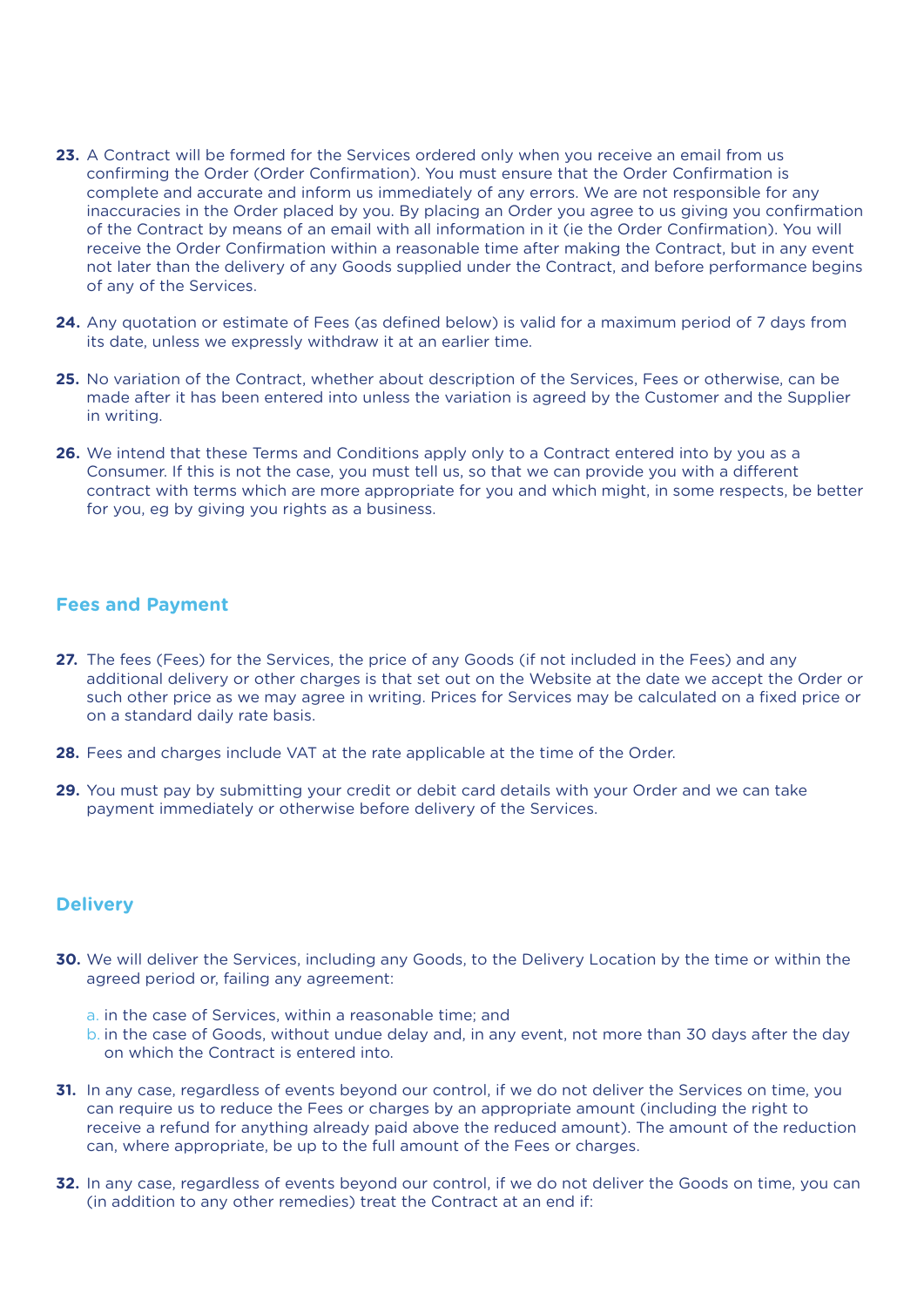23. A Contract will be formed for the Services ordered only when you receive an email from us confirming the Order (Order Confirmation). You must ensure that the Order Confirmation is complete and accurate and inform us immediately of any errors. We are not responsible for any inaccuracies in the Order placed by you. By placing an Order you agree to us giving you confirmation of the Contract by means of an email with all information in it (ie the Order Confirmation). You will receive the Order Confirmation within a reasonable time after making the Contract, but in any event not later than the delivery of any Goods supplied under the Contract, and before performance begins of any of the Services.

24. Any quotation or estimate of Fees (as defined below) is valid for a maximum period of 7 days from its date, unless we expressly withdraw it at an earlier time.

25. No variation of the Contract, whether about description of the Services, Fees or otherwise, can be made after it has been entered into unless the variation is agreed by the Customer and the Supplier in writing.

26. We intend that these Terms and Conditions apply only to a Contract entered into by you as a Consumer. If this is not the case, you must tell us, so that we can provide you with a different contract with terms which are more appropriate for you and which might, in some respects, be better for you, eg by giving you rights as a business.

## Fees and Payment

27. The fees (Fees) for the Services, the price of any Goods (if not included in the Fees) and any additional delivery or other charges is that set out on the Website at the date we accept the Order or such other price as we may agree in writing. Prices for Services may be calculated on a fixed price or on a standard daily rate basis.

28. Fees and charges include VAT at the rate applicable at the time of the Order.

29. You must pay by submitting your credit or debit card details with your Order and we can take payment immediately or otherwise before delivery of the Services.

## Delivery

30. We will deliver the Services, including any Goods, to the Delivery Location by the time or within the agreed period or, failing any agreement:

    a. in the case of Services, within a reasonable time; and
    b. in the case of Goods, without undue delay and, in any event, not more than 30 days after the day on which the Contract is entered into.

31. In any case, regardless of events beyond our control, if we do not deliver the Services on time, you can require us to reduce the Fees or charges by an appropriate amount (including the right to receive a refund for anything already paid above the reduced amount). The amount of the reduction can, where appropriate, be up to the full amount of the Fees or charges.

32. In any case, regardless of events beyond our control, if we do not deliver the Goods on time, you can (in addition to any other remedies) treat the Contract at an end if: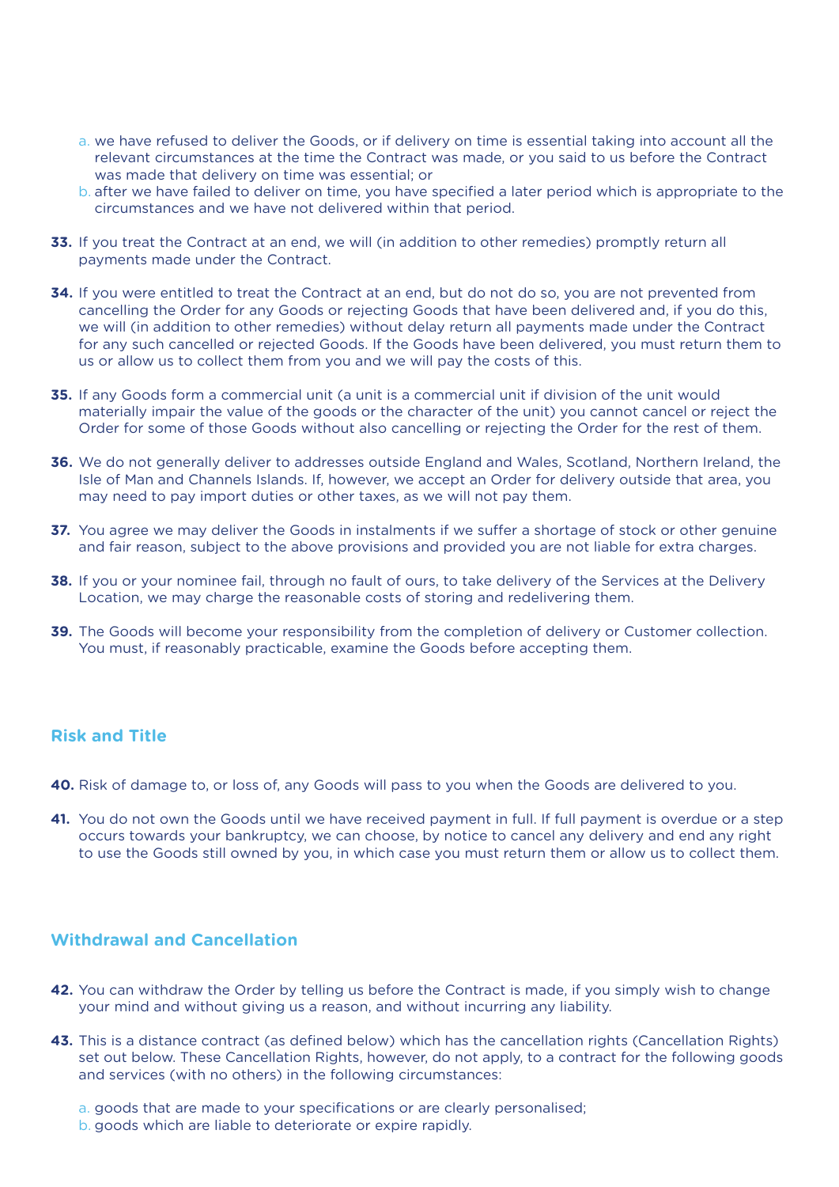a. we have refused to deliver the Goods, or if delivery on time is essential taking into account all the relevant circumstances at the time the Contract was made, or you said to us before the Contract was made that delivery on time was essential; or
b. after we have failed to deliver on time, you have specified a later period which is appropriate to the circumstances and we have not delivered within that period.

**33.** If you treat the Contract at an end, we will (in addition to other remedies) promptly return all payments made under the Contract.

**34.** If you were entitled to treat the Contract at an end, but do not do so, you are not prevented from cancelling the Order for any Goods or rejecting Goods that have been delivered and, if you do this, we will (in addition to other remedies) without delay return all payments made under the Contract for any such cancelled or rejected Goods. If the Goods have been delivered, you must return them to us or allow us to collect them from you and we will pay the costs of this.

**35.** If any Goods form a commercial unit (a unit is a commercial unit if division of the unit would materially impair the value of the goods or the character of the unit) you cannot cancel or reject the Order for some of those Goods without also cancelling or rejecting the Order for the rest of them.

**36.** We do not generally deliver to addresses outside England and Wales, Scotland, Northern Ireland, the Isle of Man and Channels Islands. If, however, we accept an Order for delivery outside that area, you may need to pay import duties or other taxes, as we will not pay them.

**37.** You agree we may deliver the Goods in instalments if we suffer a shortage of stock or other genuine and fair reason, subject to the above provisions and provided you are not liable for extra charges.

**38.** If you or your nominee fail, through no fault of ours, to take delivery of the Services at the Delivery Location, we may charge the reasonable costs of storing and redelivering them.

**39.** The Goods will become your responsibility from the completion of delivery or Customer collection. You must, if reasonably practicable, examine the Goods before accepting them.

## Risk and Title

**40.** Risk of damage to, or loss of, any Goods will pass to you when the Goods are delivered to you.

**41.** You do not own the Goods until we have received payment in full. If full payment is overdue or a step occurs towards your bankruptcy, we can choose, by notice to cancel any delivery and end any right to use the Goods still owned by you, in which case you must return them or allow us to collect them.

## Withdrawal and Cancellation

**42.** You can withdraw the Order by telling us before the Contract is made, if you simply wish to change your mind and without giving us a reason, and without incurring any liability.

**43.** This is a distance contract (as defined below) which has the cancellation rights (Cancellation Rights) set out below. These Cancellation Rights, however, do not apply, to a contract for the following goods and services (with no others) in the following circumstances:

a. goods that are made to your specifications or are clearly personalised;
b. goods which are liable to deteriorate or expire rapidly.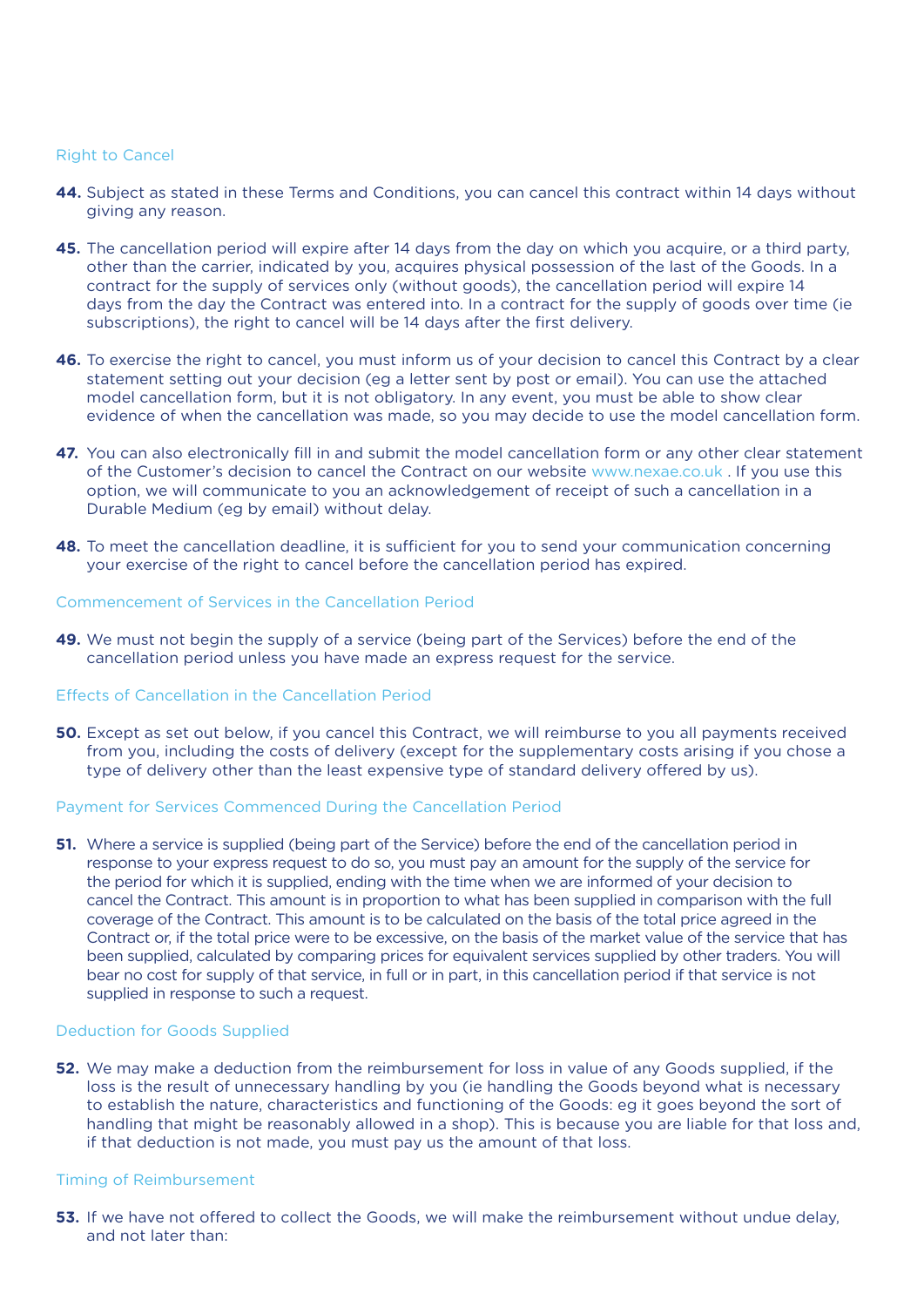### Right to Cancel

**44.** Subject as stated in these Terms and Conditions, you can cancel this contract within 14 days without giving any reason.

**45.** The cancellation period will expire after 14 days from the day on which you acquire, or a third party, other than the carrier, indicated by you, acquires physical possession of the last of the Goods. In a contract for the supply of services only (without goods), the cancellation period will expire 14 days from the day the Contract was entered into. In a contract for the supply of goods over time (ie subscriptions), the right to cancel will be 14 days after the first delivery.

**46.** To exercise the right to cancel, you must inform us of your decision to cancel this Contract by a clear statement setting out your decision (eg a letter sent by post or email). You can use the attached model cancellation form, but it is not obligatory. In any event, you must be able to show clear evidence of when the cancellation was made, so you may decide to use the model cancellation form.

**47.** You can also electronically fill in and submit the model cancellation form or any other clear statement of the Customer's decision to cancel the Contract on our website www.nexae.co.uk . If you use this option, we will communicate to you an acknowledgement of receipt of such a cancellation in a Durable Medium (eg by email) without delay.

**48.** To meet the cancellation deadline, it is sufficient for you to send your communication concerning your exercise of the right to cancel before the cancellation period has expired.

### Commencement of Services in the Cancellation Period

**49.** We must not begin the supply of a service (being part of the Services) before the end of the cancellation period unless you have made an express request for the service.

### Effects of Cancellation in the Cancellation Period

**50.** Except as set out below, if you cancel this Contract, we will reimburse to you all payments received from you, including the costs of delivery (except for the supplementary costs arising if you chose a type of delivery other than the least expensive type of standard delivery offered by us).

### Payment for Services Commenced During the Cancellation Period

**51.** Where a service is supplied (being part of the Service) before the end of the cancellation period in response to your express request to do so, you must pay an amount for the supply of the service for the period for which it is supplied, ending with the time when we are informed of your decision to cancel the Contract. This amount is in proportion to what has been supplied in comparison with the full coverage of the Contract. This amount is to be calculated on the basis of the total price agreed in the Contract or, if the total price were to be excessive, on the basis of the market value of the service that has been supplied, calculated by comparing prices for equivalent services supplied by other traders. You will bear no cost for supply of that service, in full or in part, in this cancellation period if that service is not supplied in response to such a request.

### Deduction for Goods Supplied

**52.** We may make a deduction from the reimbursement for loss in value of any Goods supplied, if the loss is the result of unnecessary handling by you (ie handling the Goods beyond what is necessary to establish the nature, characteristics and functioning of the Goods: eg it goes beyond the sort of handling that might be reasonably allowed in a shop). This is because you are liable for that loss and, if that deduction is not made, you must pay us the amount of that loss.

### Timing of Reimbursement

**53.** If we have not offered to collect the Goods, we will make the reimbursement without undue delay, and not later than: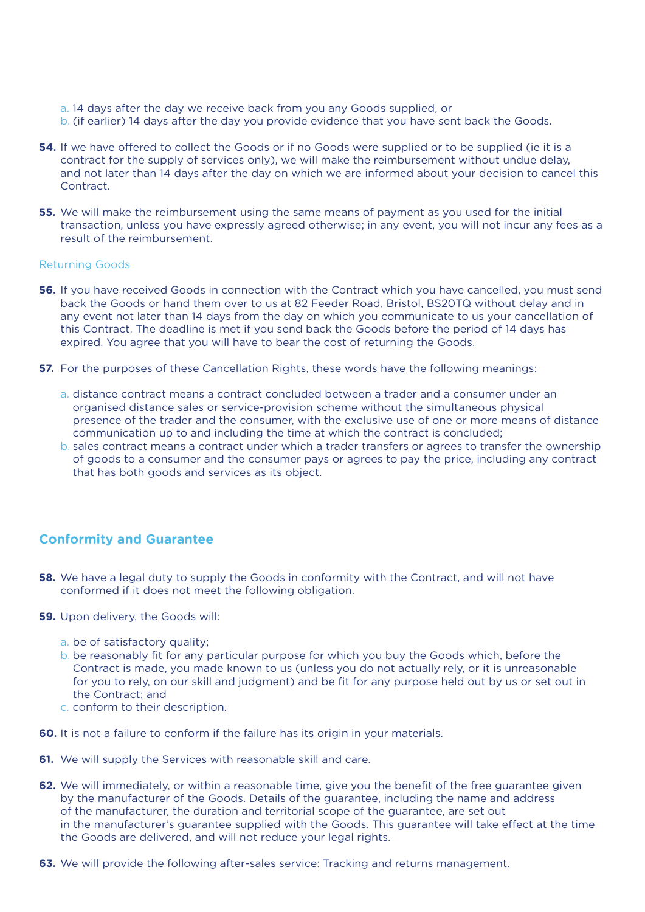a. 14 days after the day we receive back from you any Goods supplied, or
b. (if earlier) 14 days after the day you provide evidence that you have sent back the Goods.

**54.** If we have offered to collect the Goods or if no Goods were supplied or to be supplied (ie it is a contract for the supply of services only), we will make the reimbursement without undue delay, and not later than 14 days after the day on which we are informed about your decision to cancel this Contract.

**55.** We will make the reimbursement using the same means of payment as you used for the initial transaction, unless you have expressly agreed otherwise; in any event, you will not incur any fees as a result of the reimbursement.

### Returning Goods

**56.** If you have received Goods in connection with the Contract which you have cancelled, you must send back the Goods or hand them over to us at 82 Feeder Road, Bristol, BS20TQ without delay and in any event not later than 14 days from the day on which you communicate to us your cancellation of this Contract. The deadline is met if you send back the Goods before the period of 14 days has expired. You agree that you will have to bear the cost of returning the Goods.

**57.** For the purposes of these Cancellation Rights, these words have the following meanings:

a. distance contract means a contract concluded between a trader and a consumer under an organised distance sales or service-provision scheme without the simultaneous physical presence of the trader and the consumer, with the exclusive use of one or more means of distance communication up to and including the time at which the contract is concluded;
b. sales contract means a contract under which a trader transfers or agrees to transfer the ownership of goods to a consumer and the consumer pays or agrees to pay the price, including any contract that has both goods and services as its object.

## Conformity and Guarantee

**58.** We have a legal duty to supply the Goods in conformity with the Contract, and will not have conformed if it does not meet the following obligation.

**59.** Upon delivery, the Goods will:

a. be of satisfactory quality;
b. be reasonably fit for any particular purpose for which you buy the Goods which, before the Contract is made, you made known to us (unless you do not actually rely, or it is unreasonable for you to rely, on our skill and judgment) and be fit for any purpose held out by us or set out in the Contract; and
c. conform to their description.

**60.** It is not a failure to conform if the failure has its origin in your materials.

**61.** We will supply the Services with reasonable skill and care.

**62.** We will immediately, or within a reasonable time, give you the benefit of the free guarantee given by the manufacturer of the Goods. Details of the guarantee, including the name and address of the manufacturer, the duration and territorial scope of the guarantee, are set out in the manufacturer's guarantee supplied with the Goods. This guarantee will take effect at the time the Goods are delivered, and will not reduce your legal rights.

**63.** We will provide the following after-sales service: Tracking and returns management.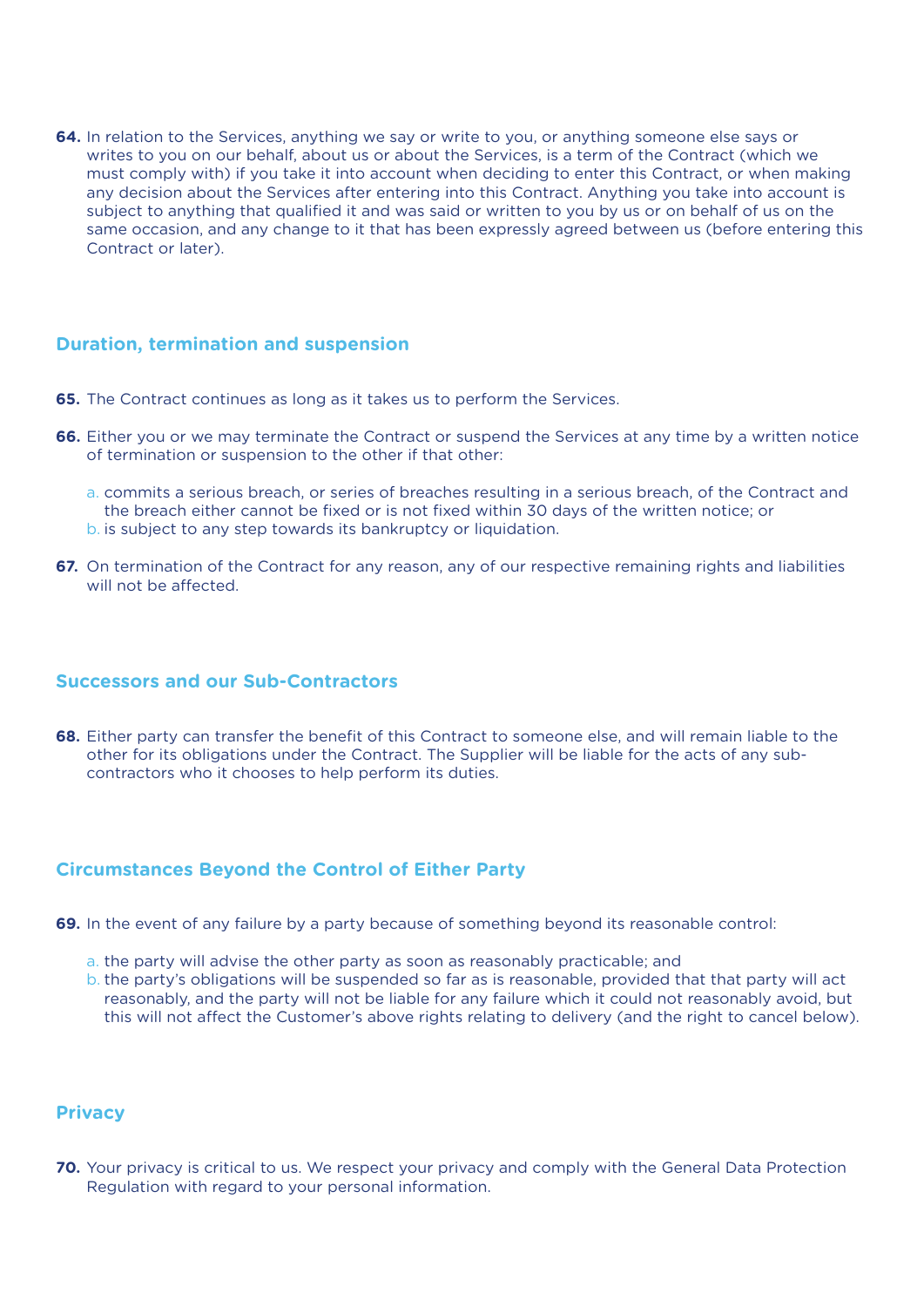**64.** In relation to the Services, anything we say or write to you, or anything someone else says or writes to you on our behalf, about us or about the Services, is a term of the Contract (which we must comply with) if you take it into account when deciding to enter this Contract, or when making any decision about the Services after entering into this Contract. Anything you take into account is subject to anything that qualified it and was said or written to you by us or on behalf of us on the same occasion, and any change to it that has been expressly agreed between us (before entering this Contract or later).

## Duration, termination and suspension

**65.** The Contract continues as long as it takes us to perform the Services.

**66.** Either you or we may terminate the Contract or suspend the Services at any time by a written notice of termination or suspension to the other if that other:

a. commits a serious breach, or series of breaches resulting in a serious breach, of the Contract and the breach either cannot be fixed or is not fixed within 30 days of the written notice; or
b. is subject to any step towards its bankruptcy or liquidation.

**67.** On termination of the Contract for any reason, any of our respective remaining rights and liabilities will not be affected.

## Successors and our Sub-Contractors

**68.** Either party can transfer the benefit of this Contract to someone else, and will remain liable to the other for its obligations under the Contract. The Supplier will be liable for the acts of any sub-contractors who it chooses to help perform its duties.

## Circumstances Beyond the Control of Either Party

**69.** In the event of any failure by a party because of something beyond its reasonable control:

a. the party will advise the other party as soon as reasonably practicable; and
b. the party's obligations will be suspended so far as is reasonable, provided that that party will act reasonably, and the party will not be liable for any failure which it could not reasonably avoid, but this will not affect the Customer's above rights relating to delivery (and the right to cancel below).

## Privacy

**70.** Your privacy is critical to us. We respect your privacy and comply with the General Data Protection Regulation with regard to your personal information.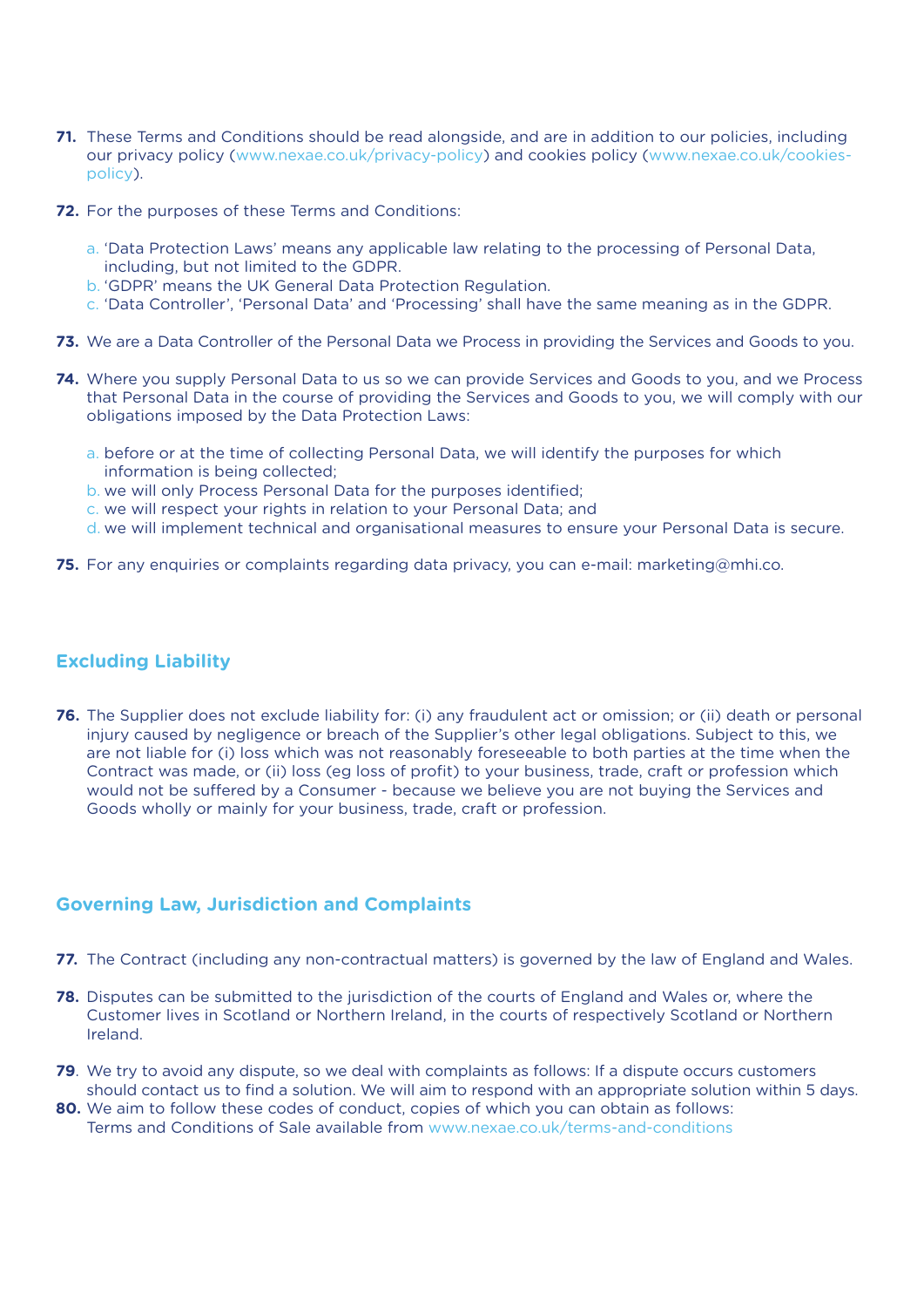**71.** These Terms and Conditions should be read alongside, and are in addition to our policies, including our privacy policy (www.nexae.co.uk/privacy-policy) and cookies policy (www.nexae.co.uk/cookies-policy).

**72.** For the purposes of these Terms and Conditions:

a. 'Data Protection Laws' means any applicable law relating to the processing of Personal Data, including, but not limited to the GDPR.
b. 'GDPR' means the UK General Data Protection Regulation.
c. 'Data Controller', 'Personal Data' and 'Processing' shall have the same meaning as in the GDPR.

**73.** We are a Data Controller of the Personal Data we Process in providing the Services and Goods to you.

**74.** Where you supply Personal Data to us so we can provide Services and Goods to you, and we Process that Personal Data in the course of providing the Services and Goods to you, we will comply with our obligations imposed by the Data Protection Laws:

a. before or at the time of collecting Personal Data, we will identify the purposes for which information is being collected;
b. we will only Process Personal Data for the purposes identified;
c. we will respect your rights in relation to your Personal Data; and
d. we will implement technical and organisational measures to ensure your Personal Data is secure.

**75.** For any enquiries or complaints regarding data privacy, you can e-mail: marketing@mhi.co.

## Excluding Liability

**76.** The Supplier does not exclude liability for: (i) any fraudulent act or omission; or (ii) death or personal injury caused by negligence or breach of the Supplier's other legal obligations. Subject to this, we are not liable for (i) loss which was not reasonably foreseeable to both parties at the time when the Contract was made, or (ii) loss (eg loss of profit) to your business, trade, craft or profession which would not be suffered by a Consumer - because we believe you are not buying the Services and Goods wholly or mainly for your business, trade, craft or profession.

## Governing Law, Jurisdiction and Complaints

**77.** The Contract (including any non-contractual matters) is governed by the law of England and Wales.

**78.** Disputes can be submitted to the jurisdiction of the courts of England and Wales or, where the Customer lives in Scotland or Northern Ireland, in the courts of respectively Scotland or Northern Ireland.

**79**. We try to avoid any dispute, so we deal with complaints as follows: If a dispute occurs customers should contact us to find a solution. We will aim to respond with an appropriate solution within 5 days.

**80.** We aim to follow these codes of conduct, copies of which you can obtain as follows:
Terms and Conditions of Sale available from www.nexae.co.uk/terms-and-conditions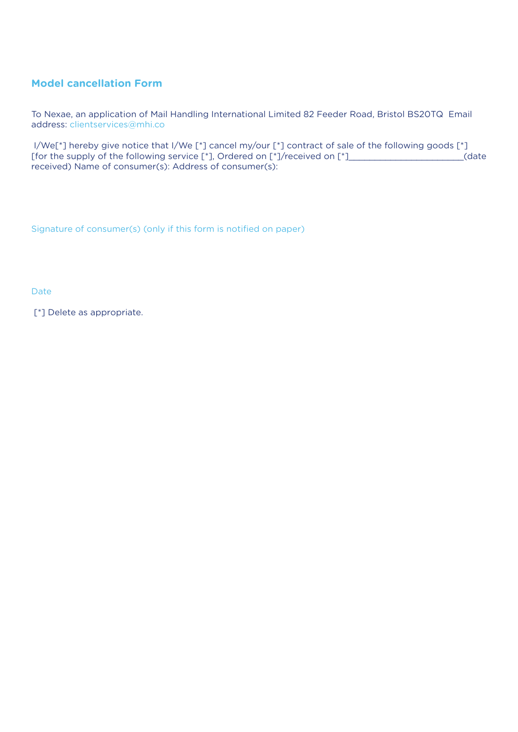## Model cancellation Form

To Nexae, an application of Mail Handling International Limited 82 Feeder Road, Bristol BS20TQ Email address: clientservices@mhi.co

I/We[*] hereby give notice that I/We [*] cancel my/our [*] contract of sale of the following goods [*] [for the supply of the following service [*], Ordered on [*]/received on [*]________________________(date received) Name of consumer(s): Address of consumer(s):

Signature of consumer(s) (only if this form is notified on paper)

Date

[*] Delete as appropriate.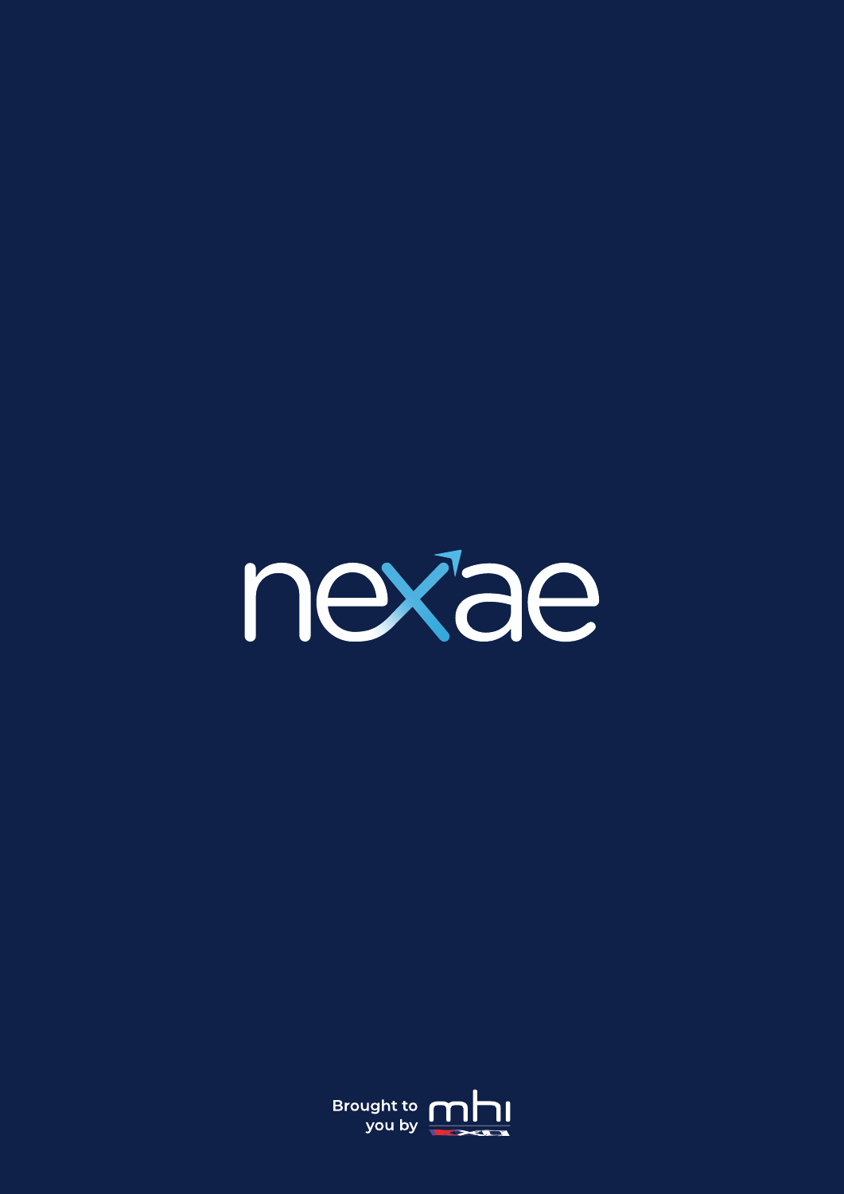nexae

Brought to you by mhi